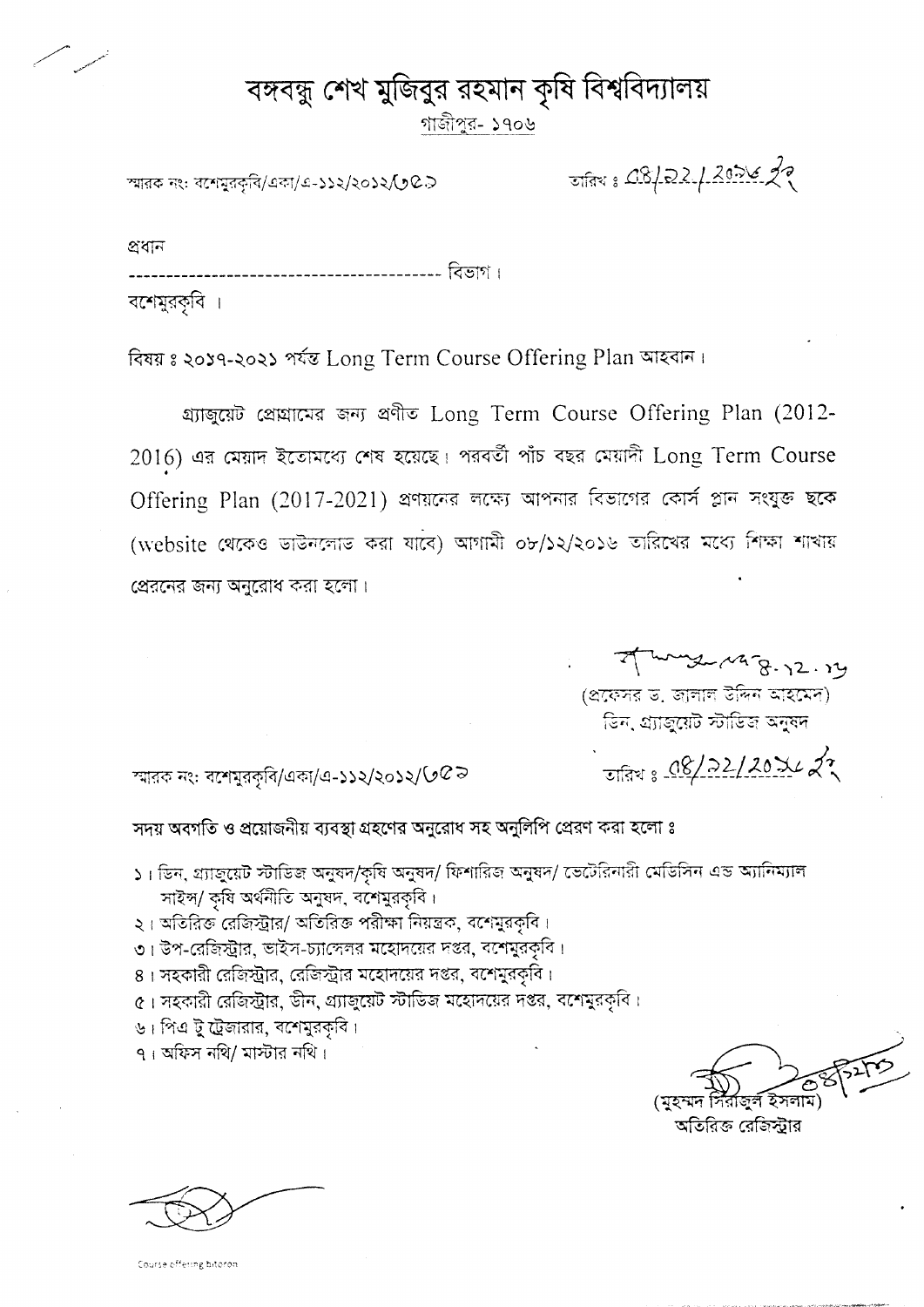# বঙ্গবন্ধু শেখ মুজিবুর রহমান কৃষি বিশ্ববিদ্যালয়

গাজীপুর- ১৭০৬

স্মারক নং: বশেমুরকৃবি/একা/এ-১১২/২০১২/৩৫১

তারিখ : 04/12/2016 খ্রি

প্রধান

------------------------------------------ বিভাগ।

বশেমুরকৃবি ।

বিষয় : ২০১৭-২০২১ পর্যন্ত Long Term Course Offering Plan আহবান।

গ্র্যাজুয়েট প্রোগ্রামের জন্য প্রণীত Long Term Course Offering Plan (2012-2016) এর মেয়াদ ইতোমধ্যে শেষ হয়েছে। পরবর্তী পাঁচ বছর মেয়াদী Long Term Course Offering Plan (2017-2021) প্রণয়নের লক্ষ্যে আপনার বিভাগের কোর্স প্লান সংযুক্ত ছকে (website থেকেও ডাউনলোড করা যাবে) আগামী ০৮/১২/২০১৬ তারিখের মধ্যে শিক্ষা শাখায় প্রেরনের জন্য অনুরোধ করা হলো।

(প্রফেসর ড. জালাল উদ্দিন আহমেদ)
ডিন, গ্র্যাজুয়েট স্টাডিজ অনুষদ

স্মারক নং: বশেমুরকৃবি/একা/এ-১১২/২০১২/৬৫৯

তারিখ : 04/12/2016 খ্রি

সদয় অবগতি ও প্রয়োজনীয় ব্যবস্থা গ্রহণের অনুরোধ সহ অনুলিপি প্রেরণ করা হলো :

১। ডিন, গ্র্যাজুয়েট স্টাডিজ অনুষদ/কৃষি অনুষদ/ ফিশারিজ অনুষদ/ ভেটেরিনারী মেডিসিন এন্ড অ্যানিম্যাল সাইন্স/ কৃষি অর্থনীতি অনুষদ, বশেমুরকৃবি।
২। অতিরিক্ত রেজিস্ট্রার/ অতিরিক্ত পরীক্ষা নিয়ন্ত্রক, বশেমুরকৃবি।
৩। উপ-রেজিস্ট্রার, ভাইস-চ্যান্সেলর মহোদয়ের দপ্তর, বশেমুরকৃবি।
৪। সহকারী রেজিস্ট্রার, রেজিস্ট্রার মহোদয়ের দপ্তর, বশেমুরকৃবি।
৫। সহকারী রেজিস্ট্রার, ডীন, গ্র্যাজুয়েট স্টাডিজ মহোদয়ের দপ্তর, বশেমুরকৃবি।
৬। পিএ টু ট্রেজারার, বশেমুরকৃবি।
৭। অফিস নথি/ মাস্টার নথি।

(মুহম্মদ সিরাজুল ইসলাম)
অতিরিক্ত রেজিস্ট্রার

Course offering bitoron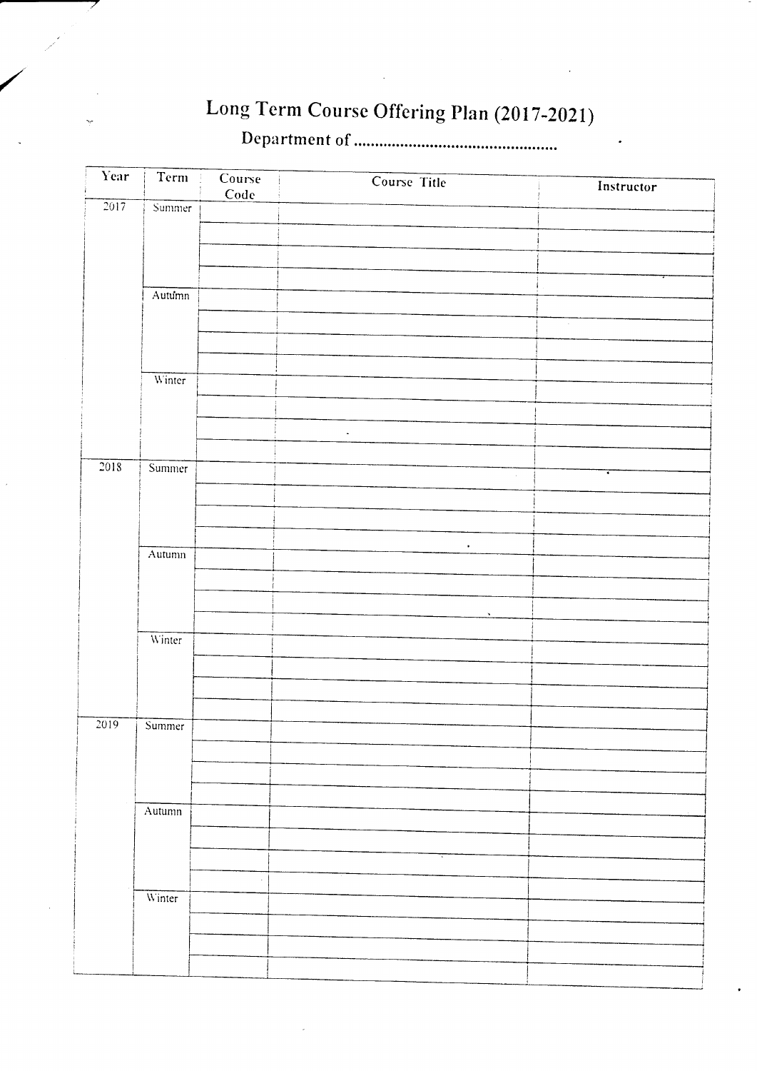# Long Term Course Offering Plan (2017-2021)

**Department of ..............................................**

| Year | Term | Course Code | Course Title | Instructor |
|---|---|---|---|---|
| 2017 | Summer | | | |
| | | | | |
| | | | | |
| | | | | |
| | Autumn | | | |
| | | | | |
| | | | | |
| | | | | |
| | Winter | | | |
| | | | | |
| | | | | |
| | | | | |
| 2018 | Summer | | | |
| | | | | |
| | | | | |
| | | | | |
| | Autumn | | | |
| | | | | |
| | | | | |
| | | | | |
| | Winter | | | |
| | | | | |
| | | | | |
| | | | | |
| 2019 | Summer | | | |
| | | | | |
| | | | | |
| | | | | |
| | Autumn | | | |
| | | | | |
| | | | | |
| | | | | |
| | Winter | | | |
| | | | | |
| | | | | |
| | | | | |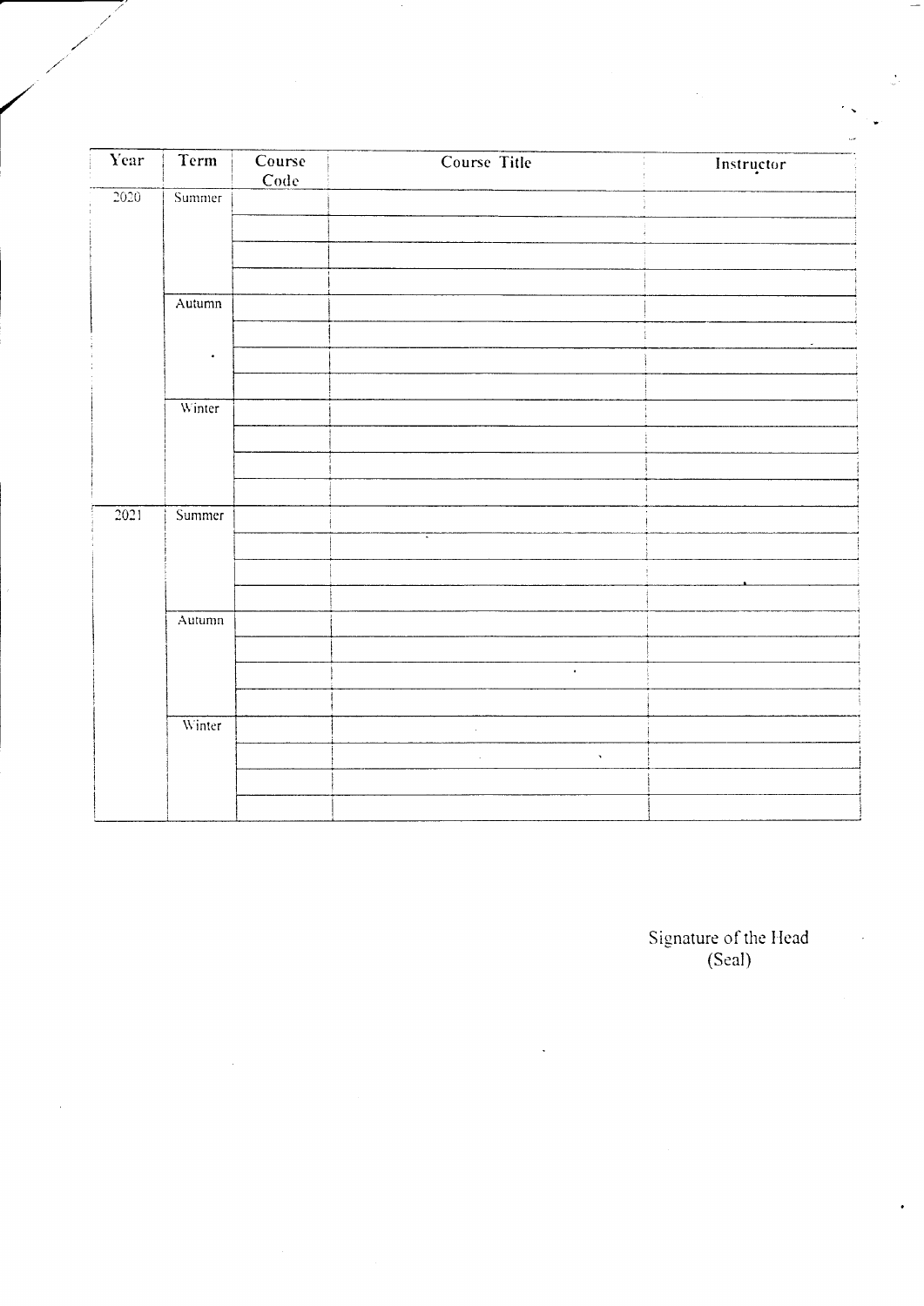| Year | Term | Course Code | Course Title | Instructor |
| --- | --- | --- | --- | --- |
| 2020 | Summer | | | |
| | | | | |
| | | | | |
| | | | | |
| | Autumn | | | |
| | | | | |
| | | | | |
| | | | | |
| | Winter | | | |
| | | | | |
| | | | | |
| | | | | |
| 2021 | Summer | | | |
| | | | | |
| | | | | |
| | | | | |
| | Autumn | | | |
| | | | | |
| | | | | |
| | | | | |
| | Winter | | | |
| | | | | |
| | | | | |
| | | | | |

Signature of the Head
(Seal)